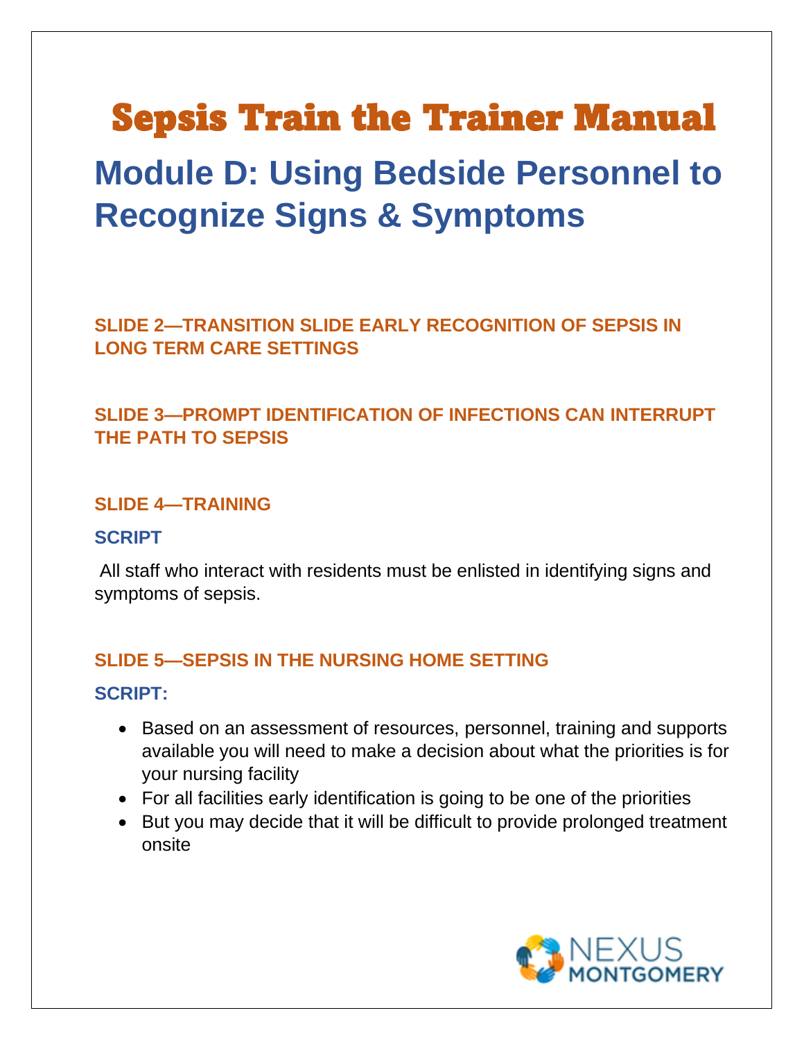# Sepsis Train the Trainer Manual

## Module D: Using Bedside Personnel to Recognize Signs & Symptoms

### SLIDE 2—TRANSITION SLIDE EARLY RECOGNITION OF SEPSIS IN LONG TERM CARE SETTINGS

### SLIDE 3—PROMPT IDENTIFICATION OF INFECTIONS CAN INTERRUPT THE PATH TO SEPSIS

### SLIDE 4—TRAINING

**SCRIPT**

All staff who interact with residents must be enlisted in identifying signs and symptoms of sepsis.

### SLIDE 5—SEPSIS IN THE NURSING HOME SETTING

**SCRIPT:**

- Based on an assessment of resources, personnel, training and supports available you will need to make a decision about what the priorities is for your nursing facility
- For all facilities early identification is going to be one of the priorities
- But you may decide that it will be difficult to provide prolonged treatment onsite

NEXUS MONTGOMERY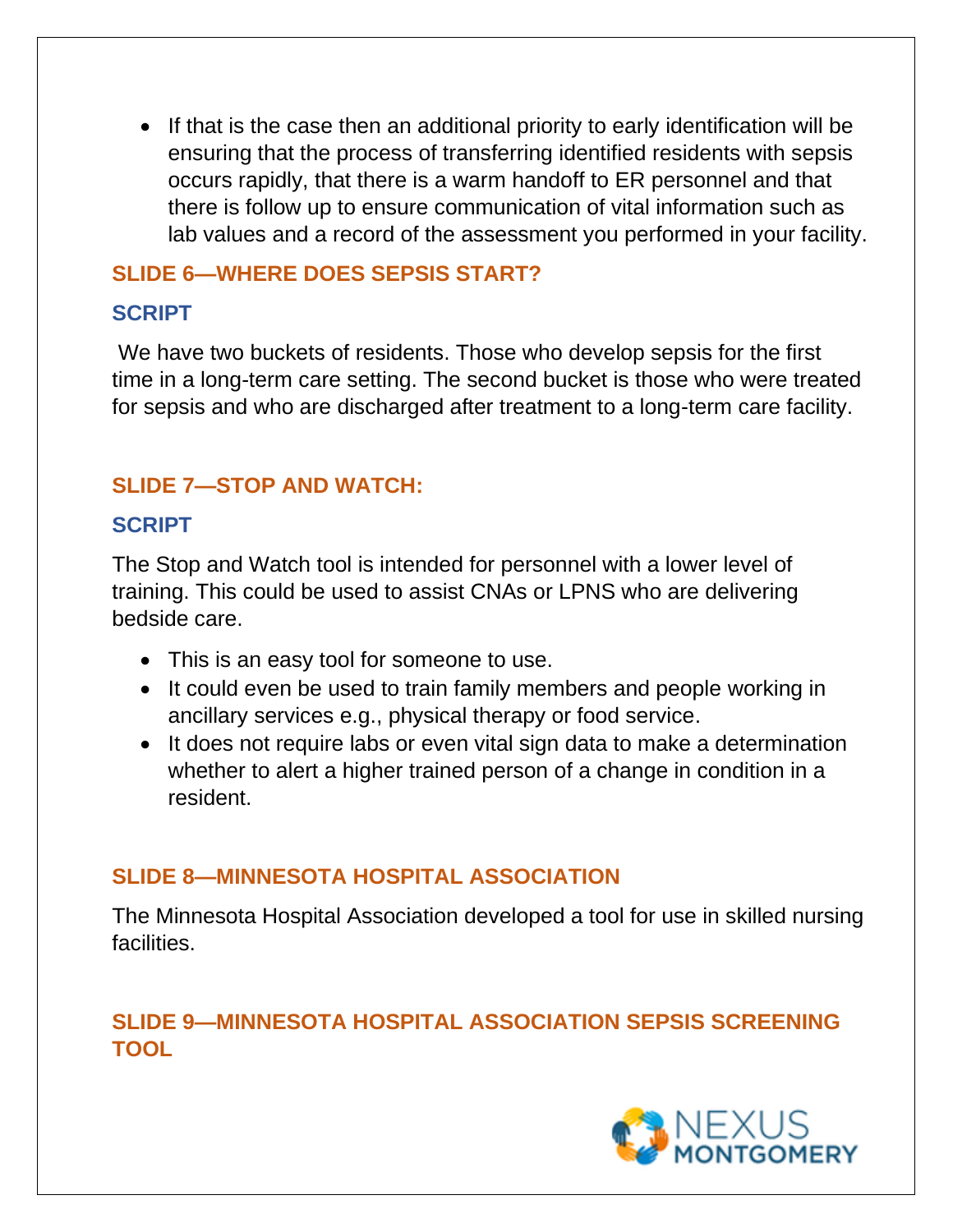- If that is the case then an additional priority to early identification will be ensuring that the process of transferring identified residents with sepsis occurs rapidly, that there is a warm handoff to ER personnel and that there is follow up to ensure communication of vital information such as lab values and a record of the assessment you performed in your facility.

## SLIDE 6—WHERE DOES SEPSIS START?

### SCRIPT

We have two buckets of residents. Those who develop sepsis for the first time in a long-term care setting. The second bucket is those who were treated for sepsis and who are discharged after treatment to a long-term care facility.

## SLIDE 7—STOP AND WATCH:

### SCRIPT

The Stop and Watch tool is intended for personnel with a lower level of training. This could be used to assist CNAs or LPNS who are delivering bedside care.

- This is an easy tool for someone to use.
- It could even be used to train family members and people working in ancillary services e.g., physical therapy or food service.
- It does not require labs or even vital sign data to make a determination whether to alert a higher trained person of a change in condition in a resident.

## SLIDE 8—MINNESOTA HOSPITAL ASSOCIATION

The Minnesota Hospital Association developed a tool for use in skilled nursing facilities.

## SLIDE 9—MINNESOTA HOSPITAL ASSOCIATION SEPSIS SCREENING TOOL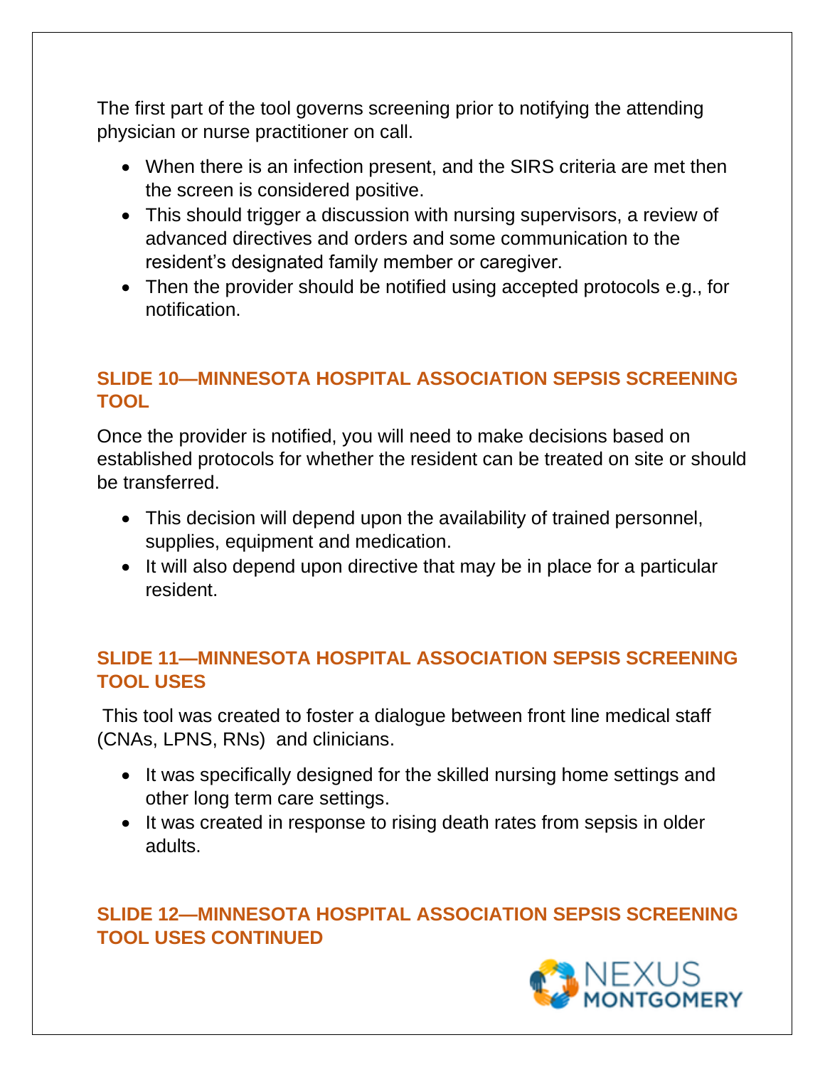The first part of the tool governs screening prior to notifying the attending physician or nurse practitioner on call.

- When there is an infection present, and the SIRS criteria are met then the screen is considered positive.
- This should trigger a discussion with nursing supervisors, a review of advanced directives and orders and some communication to the resident's designated family member or caregiver.
- Then the provider should be notified using accepted protocols e.g., for notification.

## SLIDE 10—MINNESOTA HOSPITAL ASSOCIATION SEPSIS SCREENING TOOL

Once the provider is notified, you will need to make decisions based on established protocols for whether the resident can be treated on site or should be transferred.

- This decision will depend upon the availability of trained personnel, supplies, equipment and medication.
- It will also depend upon directive that may be in place for a particular resident.

## SLIDE 11—MINNESOTA HOSPITAL ASSOCIATION SEPSIS SCREENING TOOL USES

This tool was created to foster a dialogue between front line medical staff (CNAs, LPNS, RNs) and clinicians.

- It was specifically designed for the skilled nursing home settings and other long term care settings.
- It was created in response to rising death rates from sepsis in older adults.

## SLIDE 12—MINNESOTA HOSPITAL ASSOCIATION SEPSIS SCREENING TOOL USES CONTINUED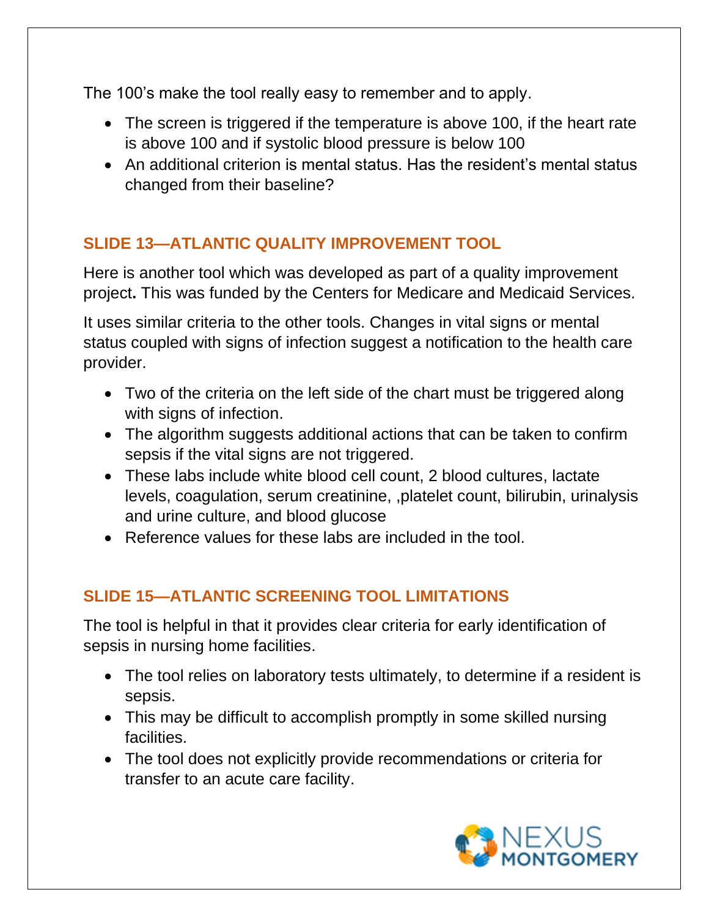The 100's make the tool really easy to remember and to apply.

- The screen is triggered if the temperature is above 100, if the heart rate is above 100 and if systolic blood pressure is below 100
- An additional criterion is mental status. Has the resident's mental status changed from their baseline?

## SLIDE 13—ATLANTIC QUALITY IMPROVEMENT TOOL

Here is another tool which was developed as part of a quality improvement project**.** This was funded by the Centers for Medicare and Medicaid Services.

It uses similar criteria to the other tools. Changes in vital signs or mental status coupled with signs of infection suggest a notification to the health care provider.

- Two of the criteria on the left side of the chart must be triggered along with signs of infection.
- The algorithm suggests additional actions that can be taken to confirm sepsis if the vital signs are not triggered.
- These labs include white blood cell count, 2 blood cultures, lactate levels, coagulation, serum creatinine, ,platelet count, bilirubin, urinalysis and urine culture, and blood glucose
- Reference values for these labs are included in the tool.

## SLIDE 15—ATLANTIC SCREENING TOOL LIMITATIONS

The tool is helpful in that it provides clear criteria for early identification of sepsis in nursing home facilities.

- The tool relies on laboratory tests ultimately, to determine if a resident is sepsis.
- This may be difficult to accomplish promptly in some skilled nursing facilities.
- The tool does not explicitly provide recommendations or criteria for transfer to an acute care facility.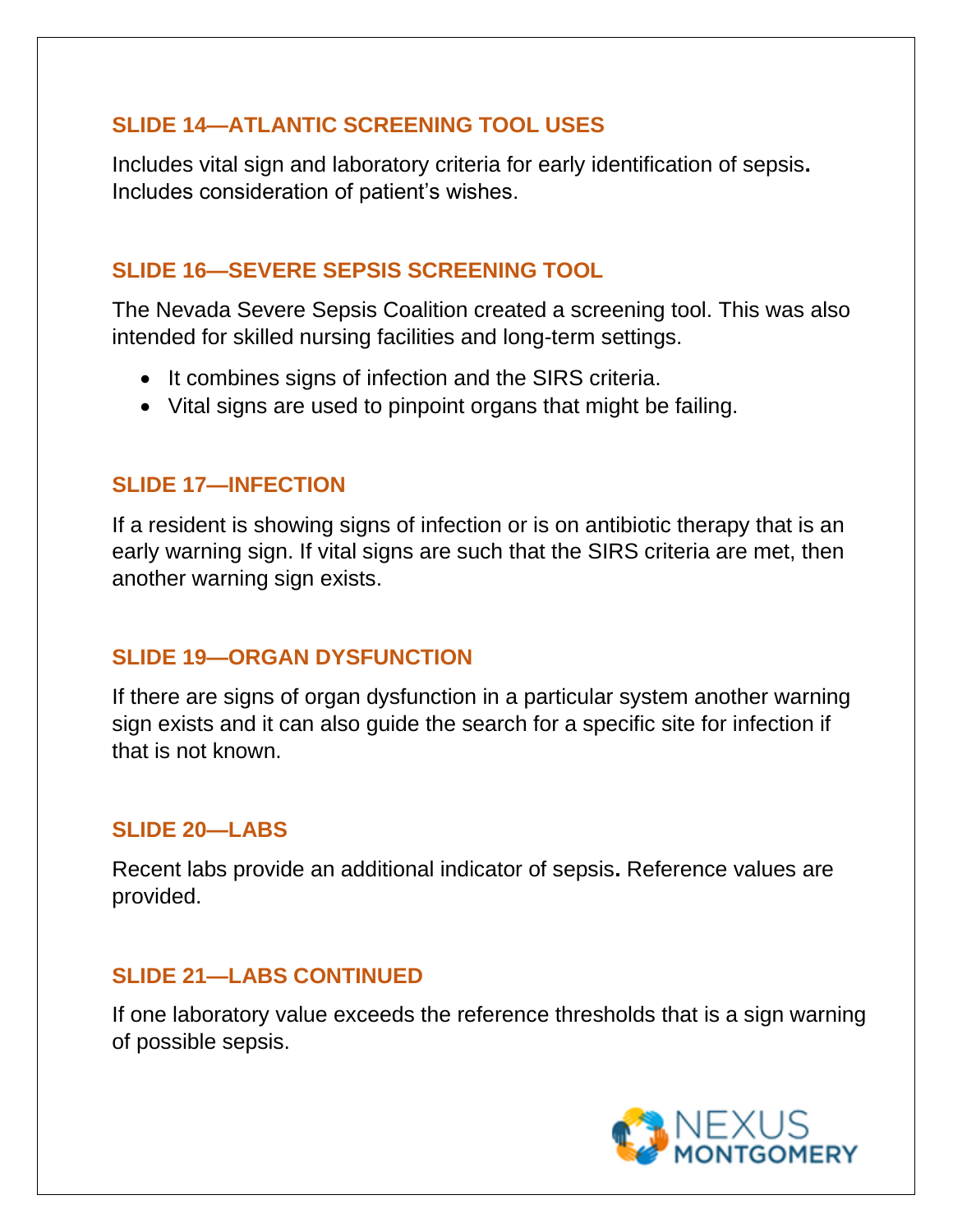## SLIDE 14—ATLANTIC SCREENING TOOL USES

Includes vital sign and laboratory criteria for early identification of sepsis**.** Includes consideration of patient's wishes.

## SLIDE 16—SEVERE SEPSIS SCREENING TOOL

The Nevada Severe Sepsis Coalition created a screening tool. This was also intended for skilled nursing facilities and long-term settings.

- It combines signs of infection and the SIRS criteria.
- Vital signs are used to pinpoint organs that might be failing.

## SLIDE 17—INFECTION

If a resident is showing signs of infection or is on antibiotic therapy that is an early warning sign. If vital signs are such that the SIRS criteria are met, then another warning sign exists.

## SLIDE 19—ORGAN DYSFUNCTION

If there are signs of organ dysfunction in a particular system another warning sign exists and it can also guide the search for a specific site for infection if that is not known.

## SLIDE 20—LABS

Recent labs provide an additional indicator of sepsis**.** Reference values are provided.

## SLIDE 21—LABS CONTINUED

If one laboratory value exceeds the reference thresholds that is a sign warning of possible sepsis.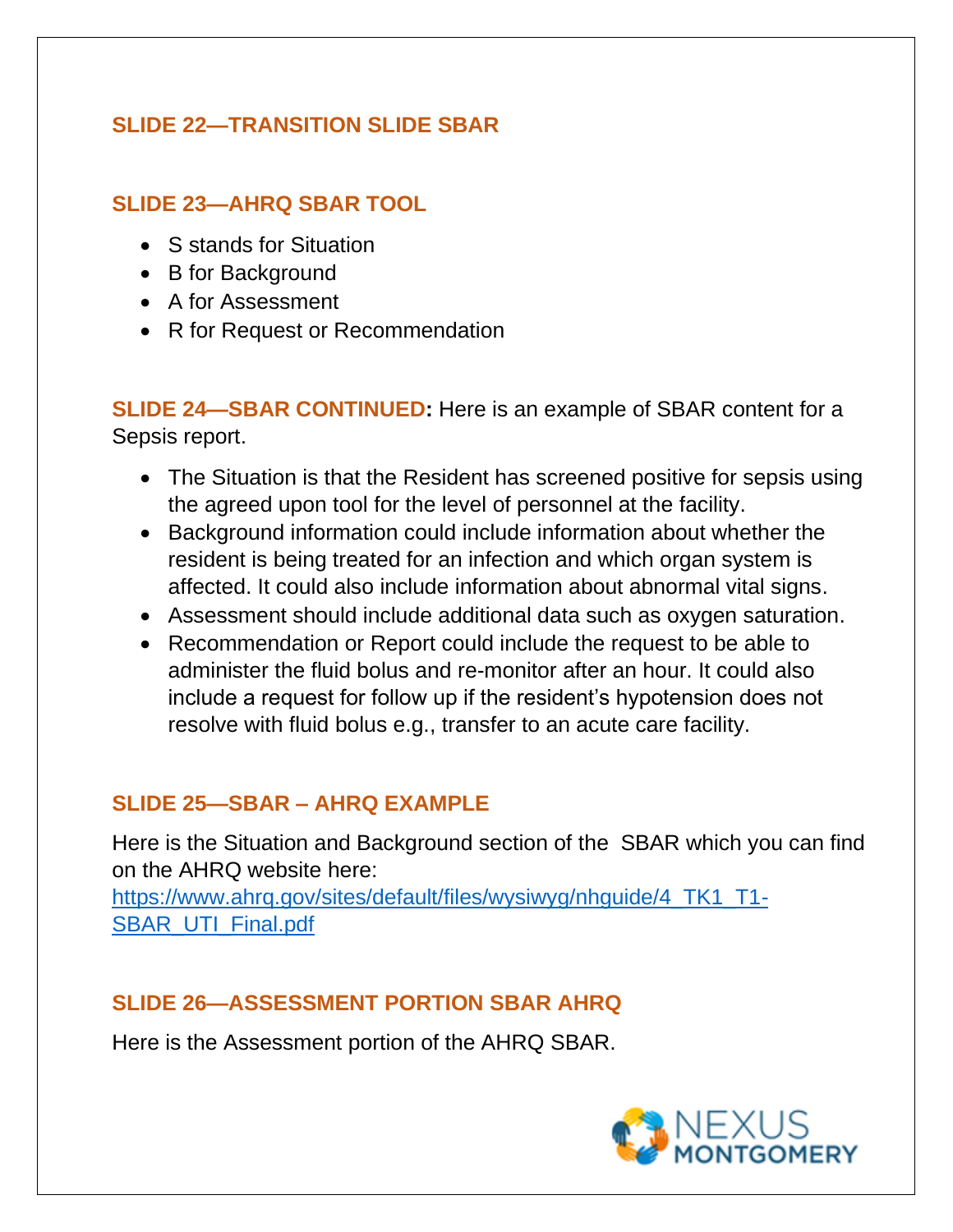### SLIDE 22—TRANSITION SLIDE SBAR

### SLIDE 23—AHRQ SBAR TOOL

- S stands for Situation
- B for Background
- A for Assessment
- R for Request or Recommendation

**SLIDE 24—SBAR CONTINUED:** Here is an example of SBAR content for a Sepsis report.

- The Situation is that the Resident has screened positive for sepsis using the agreed upon tool for the level of personnel at the facility.
- Background information could include information about whether the resident is being treated for an infection and which organ system is affected. It could also include information about abnormal vital signs.
- Assessment should include additional data such as oxygen saturation.
- Recommendation or Report could include the request to be able to administer the fluid bolus and re-monitor after an hour. It could also include a request for follow up if the resident's hypotension does not resolve with fluid bolus e.g., transfer to an acute care facility.

### SLIDE 25—SBAR – AHRQ EXAMPLE

Here is the Situation and Background section of the SBAR which you can find on the AHRQ website here: [https://www.ahrq.gov/sites/default/files/wysiwyg/nhguide/4_TK1_T1-SBAR_UTI_Final.pdf](https://www.ahrq.gov/sites/default/files/wysiwyg/nhguide/4_TK1_T1-SBAR_UTI_Final.pdf)

### SLIDE 26—ASSESSMENT PORTION SBAR AHRQ

Here is the Assessment portion of the AHRQ SBAR.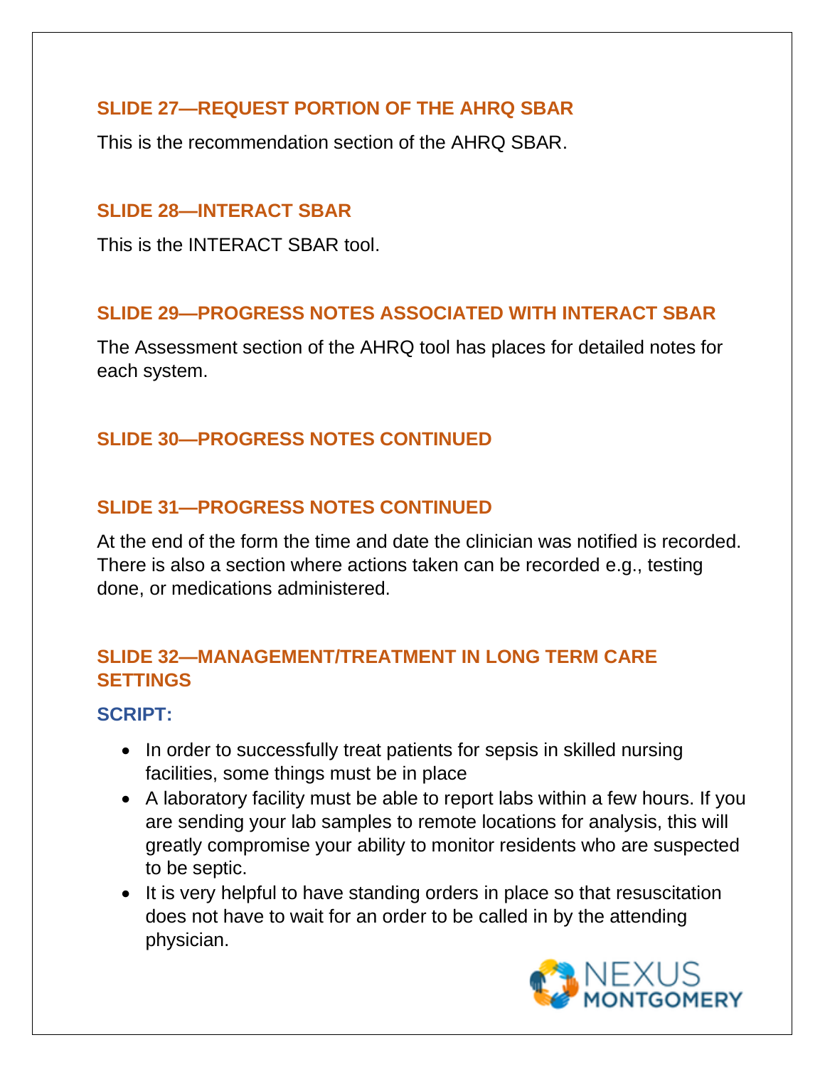### SLIDE 27—REQUEST PORTION OF THE AHRQ SBAR

This is the recommendation section of the AHRQ SBAR.

### SLIDE 28—INTERACT SBAR

This is the INTERACT SBAR tool.

### SLIDE 29—PROGRESS NOTES ASSOCIATED WITH INTERACT SBAR

The Assessment section of the AHRQ tool has places for detailed notes for each system.

### SLIDE 30—PROGRESS NOTES CONTINUED

### SLIDE 31—PROGRESS NOTES CONTINUED

At the end of the form the time and date the clinician was notified is recorded. There is also a section where actions taken can be recorded e.g., testing done, or medications administered.

### SLIDE 32—MANAGEMENT/TREATMENT IN LONG TERM CARE SETTINGS

**SCRIPT:**

- In order to successfully treat patients for sepsis in skilled nursing facilities, some things must be in place
- A laboratory facility must be able to report labs within a few hours. If you are sending your lab samples to remote locations for analysis, this will greatly compromise your ability to monitor residents who are suspected to be septic.
- It is very helpful to have standing orders in place so that resuscitation does not have to wait for an order to be called in by the attending physician.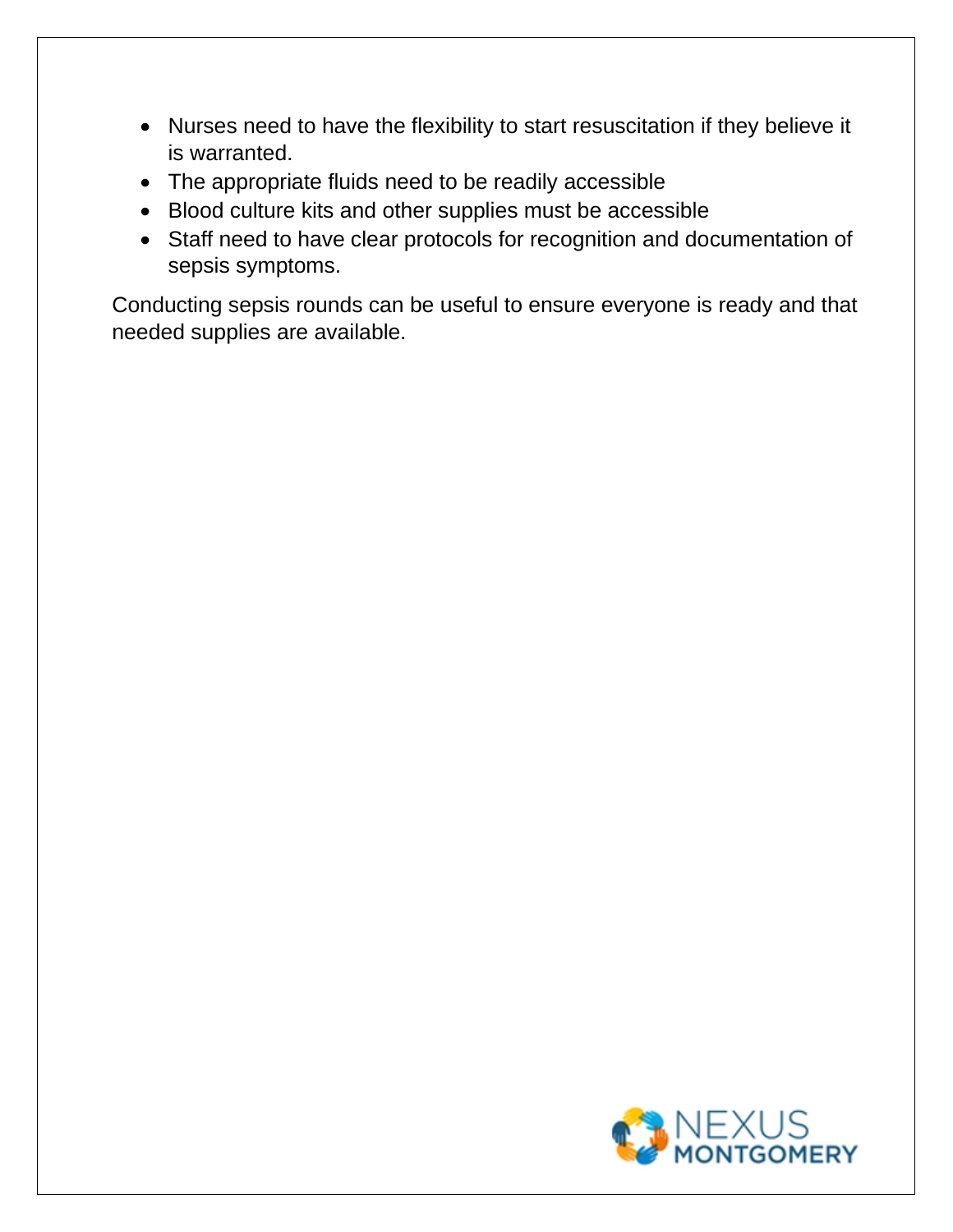- Nurses need to have the flexibility to start resuscitation if they believe it is warranted.
- The appropriate fluids need to be readily accessible
- Blood culture kits and other supplies must be accessible
- Staff need to have clear protocols for recognition and documentation of sepsis symptoms.

Conducting sepsis rounds can be useful to ensure everyone is ready and that needed supplies are available.